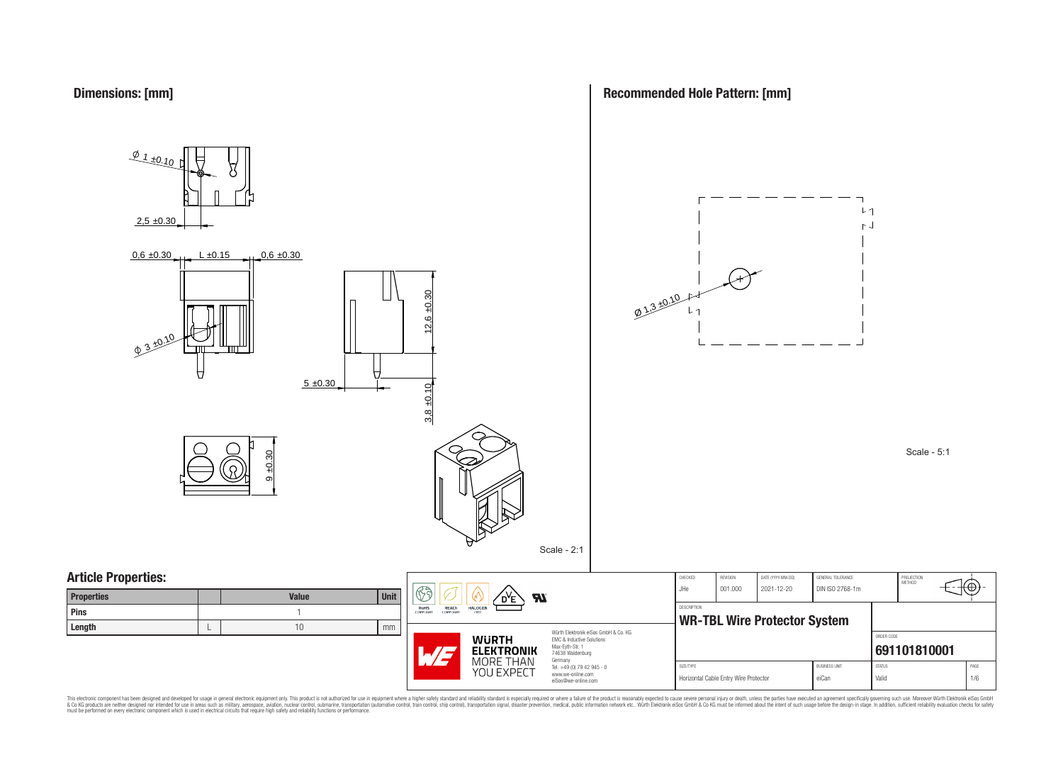## Dimensions: [mm]

Ø 1 ±0.10

2,5 ±0.30

0,6 ±0.30 L ±0.15 0,6 ±0.30

Ø 3 ±0.10

12,6 ±0.30

5 ±0.30

3,8 ±0.10

9 ±0.30

Scale - 2:1

## Recommended Hole Pattern: [mm]

Ø 1,3 ±0.10

Scale - 5:1

## Article Properties:

| Properties | | Value | Unit |
|---|---|---|---|
| Pins | | 1 | |
| Length | L | 10 | mm |

RoHS COMPLIANT | REACh COMPLIANT | HALOGEN FREE

Würth Elektronik eiSos GmbH & Co. KG
EMC & Inductive Solutions
Max-Eyth-Str. 1
74638 Waldenburg
Germany
Tel. +49 (0) 79 42 945 - 0
www.we-online.com
eiSos@we-online.com

WÜRTH ELEKTRONIK MORE THAN YOU EXPECT

| CHECKED | REVISION | DATE (YYYY-MM-DD) | GENERAL TOLERANCE | PROJECTION METHOD |
|---|---|---|---|---|
| JHe | 001.000 | 2021-12-20 | DIN ISO 2768-1m | |

DESCRIPTION

**WR-TBL Wire Protector System**

ORDER CODE

**691101810001**

| SIZE/TYPE | BUSINESS UNIT | STATUS | PAGE |
|---|---|---|---|
| Horizontal Cable Entry Wire Protector | eiCan | Valid | 1/6 |

This electronic component has been designed and developed for usage in general electronic equipment only. This product is not authorized for use in equipment where a higher safety standard and reliability standard is especially required or where a failure of the product is reasonably expected to cause severe personal injury or death, unless the parties have executed an agreement specifically governing such use. Moreover Würth Elektronik eiSos GmbH & Co KG products are neither designed nor intended for use in areas such as military, aerospace, aviation, nuclear control, submarine, transportation (automotive control, train control, ship control), transportation signal, disaster prevention, medical, public information network etc.. Würth Elektronik eiSos GmbH & Co KG must be informed about the intent of such usage before the design-in stage. In addition, sufficient reliability evaluation checks for safety must be performed on every electronic component which is used in electrical circuits that require high safety and reliability functions or performance.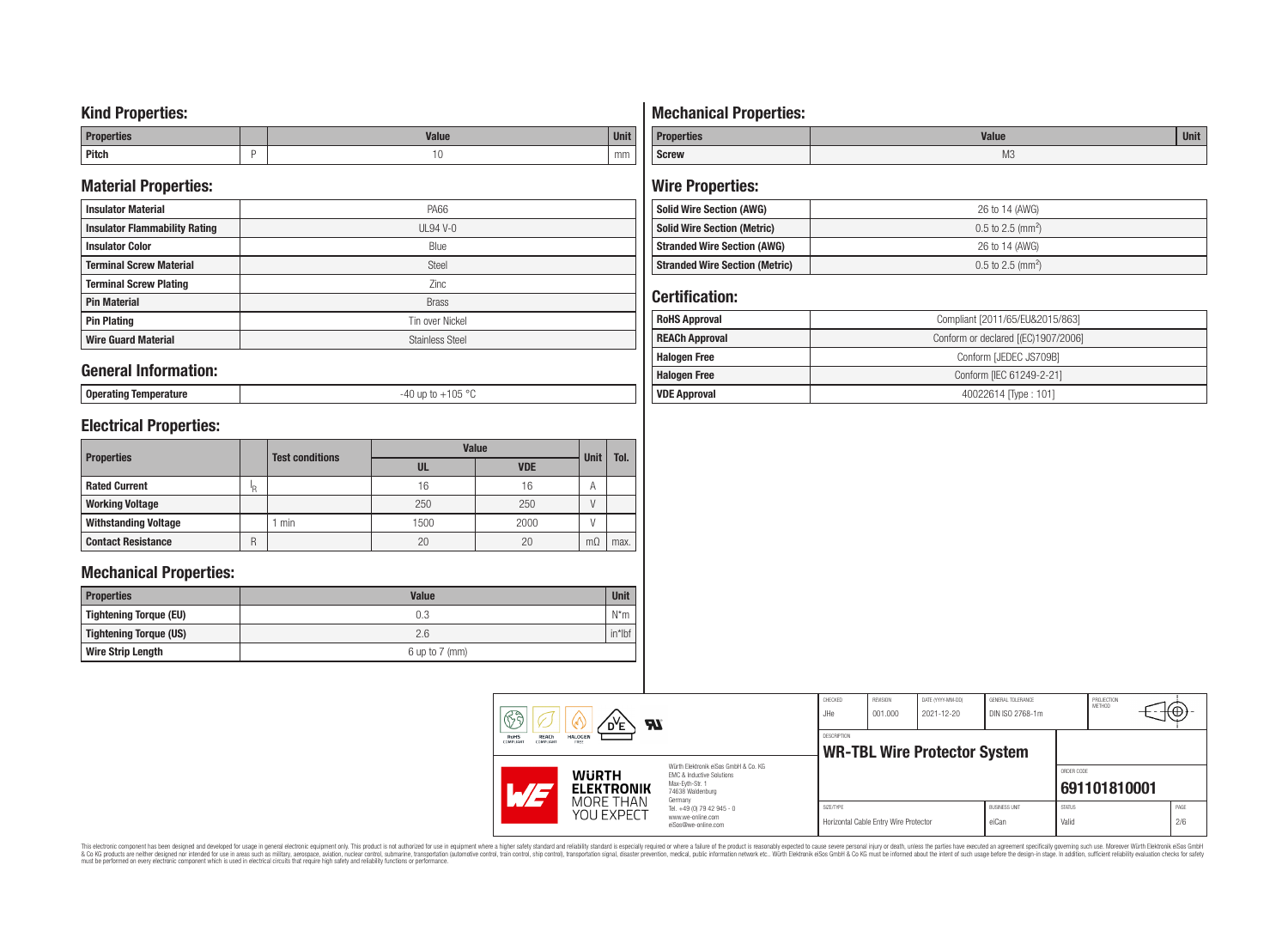## Kind Properties:

| Properties | | Value | Unit |
|---|---|---|---|
| Pitch | P | 10 | mm |

## Material Properties:

| | |
|---|---|
| Insulator Material | PA66 |
| Insulator Flammability Rating | UL94 V-0 |
| Insulator Color | Blue |
| Terminal Screw Material | Steel |
| Terminal Screw Plating | Zinc |
| Pin Material | Brass |
| Pin Plating | Tin over Nickel |
| Wire Guard Material | Stainless Steel |

## General Information:

| | |
|---|---|
| Operating Temperature | -40 up to +105 °C |

## Electrical Properties:

| Properties | | Test conditions | Value | | Unit | Tol. |
|---|---|---|---|---|---|---|
| | | | UL | VDE | | |
| Rated Current | $I_R$ | | 16 | 16 | A | |
| Working Voltage | | | 250 | 250 | V | |
| Withstanding Voltage | | 1 min | 1500 | 2000 | V | |
| Contact Resistance | R | | 20 | 20 | mΩ | max. |

## Mechanical Properties:

| Properties | Value | Unit |
|---|---|---|
| Tightening Torque (EU) | 0.3 | N*m |
| Tightening Torque (US) | 2.6 | in*lbf |
| Wire Strip Length | 6 up to 7 (mm) | |

## Mechanical Properties:

| Properties | Value | Unit |
|---|---|---|
| Screw | M3 | |

## Wire Properties:

| | |
|---|---|
| Solid Wire Section (AWG) | 26 to 14 (AWG) |
| Solid Wire Section (Metric) | 0.5 to 2.5 (mm$^2$) |
| Stranded Wire Section (AWG) | 26 to 14 (AWG) |
| Stranded Wire Section (Metric) | 0.5 to 2.5 (mm$^2$) |

## Certification:

| | |
|---|---|
| RoHS Approval | Compliant [2011/65/EU&2015/863] |
| REACh Approval | Conform or declared [(EC)1907/2006] |
| Halogen Free | Conform [JEDEC JS709B] |
| Halogen Free | Conform [IEC 61249-2-21] |
| VDE Approval | 40022614 [Type : 101] |

| CHECKED | REVISION | DATE (YYYY-MM-DD) | GENERAL TOLERANCE | PROJECTION METHOD |
|---|---|---|---|---|
| JHe | 001.000 | 2021-12-20 | DIN ISO 2768-1m | |

DESCRIPTION: **WR-TBL Wire Protector System**

ORDER CODE: **691101810001**

| SIZE/TYPE | BUSINESS UNIT | STATUS | PAGE |
|---|---|---|---|
| Horizontal Cable Entry Wire Protector | eiCan | Valid | 2/6 |

Würth Elektronik eiSos GmbH & Co. KG
EMC & Inductive Solutions
Max-Eyth-Str. 1
74638 Waldenburg
Germany
Tel. +49 (0) 79 42 945 - 0
www.we-online.com
eiSos@we-online.com

This electronic component has been designed and developed for usage in general electronic equipment only. This product is not authorized for use in equipment where a higher safety standard and reliability standard is especially required or where a failure of the product is reasonably expected to cause severe personal injury or death, unless the parties have executed an agreement specifically governing such use. Moreover Würth Elektronik eiSos GmbH & Co KG products are neither designed nor intended for use in areas such as military, aerospace, aviation, nuclear control, submarine, transportation (automotive control, train control, ship control), transportation signal, disaster prevention, medical, public information network etc.. Würth Elektronik eiSos GmbH & Co KG must be informed about the intent of such usage before the design-in stage. In addition, sufficient reliability evaluation checks for safety must be performed on every electronic component which is used in electrical circuits that require high safety and reliability functions or performance.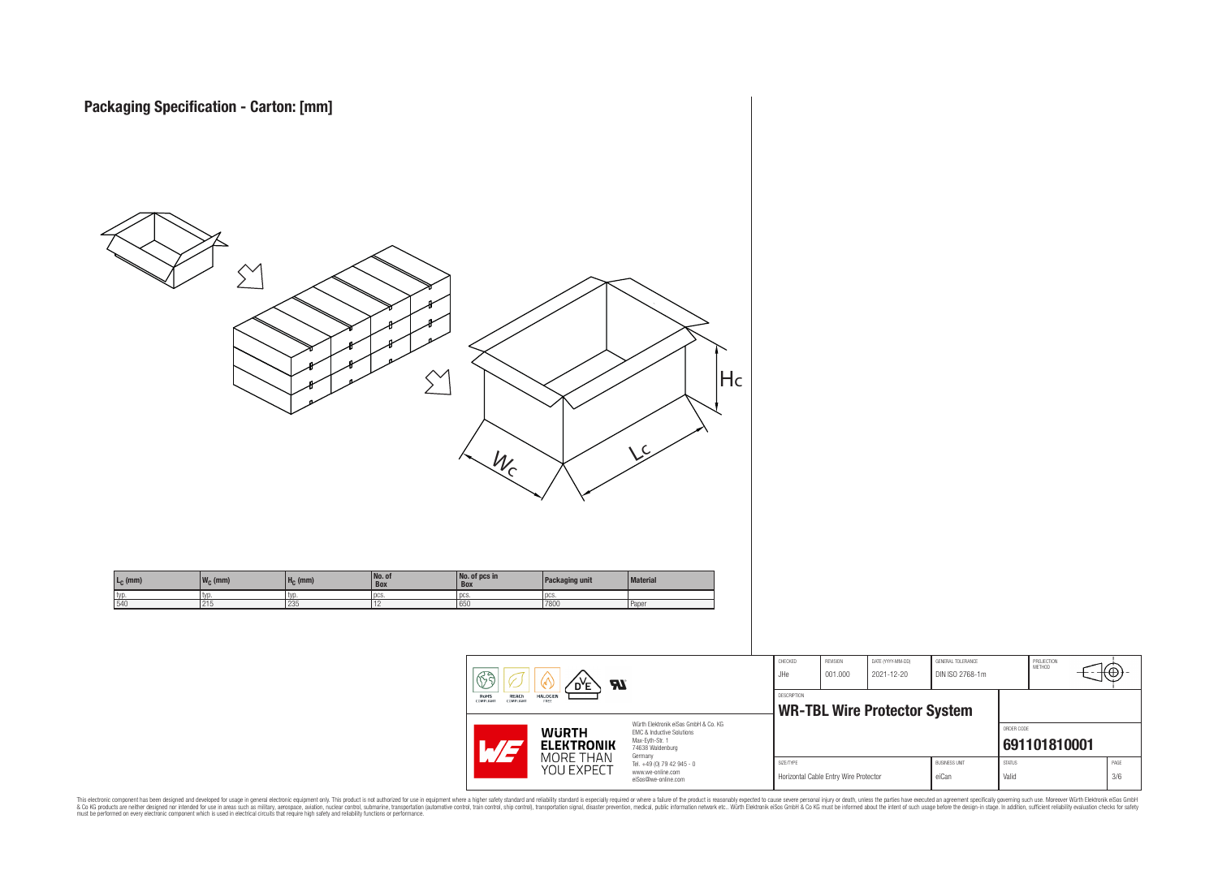# Packaging Specification - Carton: [mm]

| $L_C$ (mm) | $W_C$ (mm) | $H_C$ (mm) | No. of Box | No. of pcs in Box | Packaging unit | Material |
|---|---|---|---|---|---|---|
| typ. | typ. | typ. | pcs. | pcs. | pcs. | |
| 540 | 215 | 235 | 12 | 650 | 7800 | Paper |

| CHECKED | REVISION | DATE (YYYY-MM-DD) | GENERAL TOLERANCE | PROJECTION METHOD |
|---|---|---|---|---|
| JHe | 001.000 | 2021-12-20 | DIN ISO 2768-1m | |

DESCRIPTION

**WR-TBL Wire Protector System**

ORDER CODE: **691101810001**

| SIZE/TYPE | BUSINESS UNIT | STATUS | PAGE |
|---|---|---|---|
| Horizontal Cable Entry Wire Protector | eiCan | Valid | 3/6 |

Würth Elektronik eiSos GmbH & Co. KG
EMC & Inductive Solutions
Max-Eyth-Str. 1
74638 Waldenburg
Germany
Tel. +49 (0) 79 42 945 - 0
www.we-online.com
eiSos@we-online.com

WÜRTH ELEKTRONIK MORE THAN YOU EXPECT

RoHS COMPLIANT · REACh COMPLIANT · HALOGEN FREE

This electronic component has been designed and developed for usage in general electronic equipment only. This product is not authorized for use in equipment where a higher safety standard and reliability standard is especially required or where a failure of the product is reasonably expected to cause severe personal injury or death, unless the parties have executed an agreement specifically governing such use. Moreover Würth Elektronik eiSos GmbH & Co KG products are neither designed nor intended for use in areas such as military, aerospace, aviation, nuclear control, submarine, transportation (automotive control, train control, ship control), transportation signal, disaster prevention, medical, public information network etc.. Würth Elektronik eiSos GmbH & Co KG must be informed about the intent of such usage before the design-in stage. In addition, sufficient reliability evaluation checks for safety must be performed on every electronic component which is used in electrical circuits that require high safety and reliability functions or performance.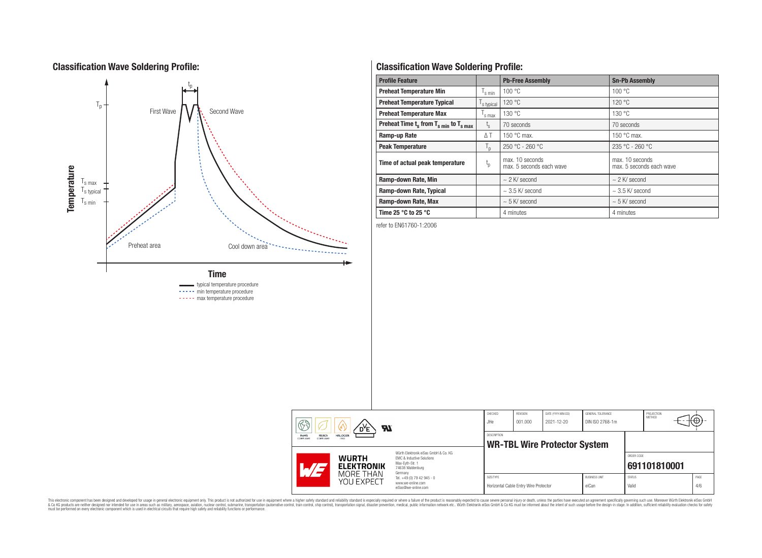## Classification Wave Soldering Profile:

Temperature

$T_p$

$t_p$

First Wave

Second Wave

$T_{s\,max}$

$T_{s\,typical}$

$T_{s\,min}$

Preheat area

Cool down area

Time

typical temperature procedure

min temperature procedure

max temperature procedure

## Classification Wave Soldering Profile:

| Profile Feature | | Pb-Free Assembly | Sn-Pb Assembly |
|---|---|---|---|
| Preheat Temperature Min | $T_{s\,min}$ | 100 °C | 100 °C |
| Preheat Temperature Typical | $T_{s\,typical}$ | 120 °C | 120 °C |
| Preheat Temperature Max | $T_{s\,max}$ | 130 °C | 130 °C |
| Preheat Time $t_s$ from $T_{s\,min}$ to $T_{s\,max}$ | $t_s$ | 70 seconds | 70 seconds |
| Ramp-up Rate | $\Delta T$ | 150 °C max. | 150 °C max. |
| Peak Temperature | $T_p$ | 250 °C - 260 °C | 235 °C - 260 °C |
| Time of actual peak temperature | $t_p$ | max. 10 seconds<br>max. 5 seconds each wave | max. 10 seconds<br>max. 5 seconds each wave |
| Ramp-down Rate, Min | | ~ 2 K/ second | ~ 2 K/ second |
| Ramp-down Rate, Typical | | ~ 3.5 K/ second | ~ 3.5 K/ second |
| Ramp-down Rate, Max | | ~ 5 K/ second | ~ 5 K/ second |
| Time 25 °C to 25 °C | | 4 minutes | 4 minutes |

refer to EN61760-1:2006

| CHECKED | REVISION | DATE (YYYY-MM-DD) | GENERAL TOLERANCE | PROJECTION METHOD |
|---|---|---|---|---|
| JHe | 001.000 | 2021-12-20 | DIN ISO 2768-1m | |

DESCRIPTION

**WR-TBL Wire Protector System**

ORDER CODE: **691101810001**

| SIZE/TYPE | BUSINESS UNIT | STATUS | PAGE |
|---|---|---|---|
| Horizontal Cable Entry Wire Protector | eiCan | Valid | 4/6 |

Würth Elektronik eiSos GmbH & Co. KG
EMC & Inductive Solutions
Max-Eyth-Str. 1
74638 Waldenburg
Germany
Tel. +49 (0) 79 42 945 - 0
www.we-online.com
eiSos@we-online.com

WÜRTH ELEKTRONIK MORE THAN YOU EXPECT

RoHS COMPLIANT · REACh COMPLIANT · HALOGEN FREE

This electronic component has been designed and developed for usage in general electronic equipment only. This product is not authorized for use in equipment where a higher safety standard and reliability standard is especially required or where a failure of the product is reasonably expected to cause severe personal injury or death, unless the parties have executed an agreement specifically governing such use. Moreover Würth Elektronik eiSos GmbH & Co KG products are neither designed nor intended for use in areas such as military, aerospace, aviation, nuclear control, submarine, transportation (automotive control, train control, ship control), transportation signal, disaster prevention, medical, public information network etc.. Würth Elektronik eiSos GmbH & Co KG must be informed about the intent of such usage before the design-in stage. In addition, sufficient reliability evaluation checks for safety must be performed on every electronic component which is used in electrical circuits that require high safety and reliability functions or performance.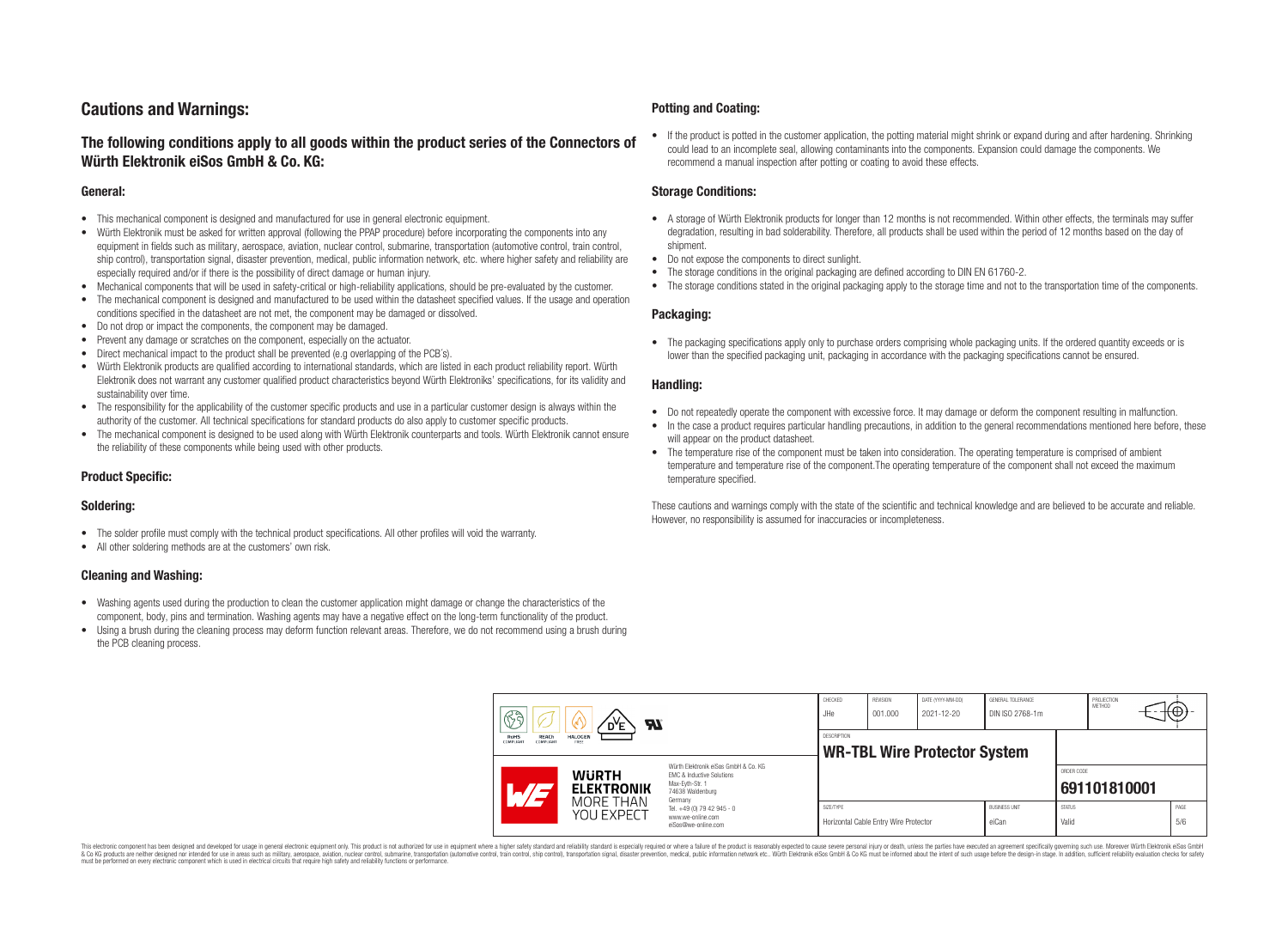# Cautions and Warnings:

## The following conditions apply to all goods within the product series of the Connectors of Würth Elektronik eiSos GmbH & Co. KG:

### General:

- This mechanical component is designed and manufactured for use in general electronic equipment.
- Würth Elektronik must be asked for written approval (following the PPAP procedure) before incorporating the components into any equipment in fields such as military, aerospace, aviation, nuclear control, submarine, transportation (automotive control, train control, ship control), transportation signal, disaster prevention, medical, public information network, etc. where higher safety and reliability are especially required and/or if there is the possibility of direct damage or human injury.
- Mechanical components that will be used in safety-critical or high-reliability applications, should be pre-evaluated by the customer.
- The mechanical component is designed and manufactured to be used within the datasheet specified values. If the usage and operation conditions specified in the datasheet are not met, the component may be damaged or dissolved.
- Do not drop or impact the components, the component may be damaged.
- Prevent any damage or scratches on the component, especially on the actuator.
- Direct mechanical impact to the product shall be prevented (e.g overlapping of the PCB's).
- Würth Elektronik products are qualified according to international standards, which are listed in each product reliability report. Würth Elektronik does not warrant any customer qualified product characteristics beyond Würth Elektroniks' specifications, for its validity and sustainability over time.
- The responsibility for the applicability of the customer specific products and use in a particular customer design is always within the authority of the customer. All technical specifications for standard products do also apply to customer specific products.
- The mechanical component is designed to be used along with Würth Elektronik counterparts and tools. Würth Elektronik cannot ensure the reliability of these components while being used with other products.

### Product Specific:

### Soldering:

- The solder profile must comply with the technical product specifications. All other profiles will void the warranty.
- All other soldering methods are at the customers' own risk.

### Cleaning and Washing:

- Washing agents used during the production to clean the customer application might damage or change the characteristics of the component, body, pins and termination. Washing agents may have a negative effect on the long-term functionality of the product.
- Using a brush during the cleaning process may deform function relevant areas. Therefore, we do not recommend using a brush during the PCB cleaning process.

### Potting and Coating:

- If the product is potted in the customer application, the potting material might shrink or expand during and after hardening. Shrinking could lead to an incomplete seal, allowing contaminants into the components. Expansion could damage the components. We recommend a manual inspection after potting or coating to avoid these effects.

### Storage Conditions:

- A storage of Würth Elektronik products for longer than 12 months is not recommended. Within other effects, the terminals may suffer degradation, resulting in bad solderability. Therefore, all products shall be used within the period of 12 months based on the day of shipment.
- Do not expose the components to direct sunlight.
- The storage conditions in the original packaging are defined according to DIN EN 61760-2.
- The storage conditions stated in the original packaging apply to the storage time and not to the transportation time of the components.

### Packaging:

- The packaging specifications apply only to purchase orders comprising whole packaging units. If the ordered quantity exceeds or is lower than the specified packaging unit, packaging in accordance with the packaging specifications cannot be ensured.

### Handling:

- Do not repeatedly operate the component with excessive force. It may damage or deform the component resulting in malfunction.
- In the case a product requires particular handling precautions, in addition to the general recommendations mentioned here before, these will appear on the product datasheet.
- The temperature rise of the component must be taken into consideration. The operating temperature is comprised of ambient temperature and temperature rise of the component.The operating temperature of the component shall not exceed the maximum temperature specified.

These cautions and warnings comply with the state of the scientific and technical knowledge and are believed to be accurate and reliable. However, no responsibility is assumed for inaccuracies or incompleteness.

| CHECKED | REVISION | DATE (YYYY-MM-DD) | GENERAL TOLERANCE | PROJECTION METHOD |
|---|---|---|---|---|
| JHe | 001.000 | 2021-12-20 | DIN ISO 2768-1m | |

| DESCRIPTION | | | |
|---|---|---|---|
| **WR-TBL Wire Protector System** | | ORDER CODE | **691101810001** |
| SIZE/TYPE | BUSINESS UNIT | STATUS | PAGE |
| Horizontal Cable Entry Wire Protector | eiCan | Valid | 5/6 |

Würth Elektronik eiSos GmbH & Co. KG
EMC & Inductive Solutions
Max-Eyth-Str. 1
74638 Waldenburg
Germany
Tel. +49 (0) 79 42 945 - 0
www.we-online.com
eiSos@we-online.com

This electronic component has been designed and developed for usage in general electronic equipment only. This product is not authorized for use in equipment where a higher safety standard and reliability standard is especially required or where a failure of the product is reasonably expected to cause severe personal injury or death, unless the parties have executed an agreement specifically governing such use. Moreover Würth Elektronik eiSos GmbH & Co KG products are neither designed nor intended for use in areas such as military, aerospace, aviation, nuclear control, submarine, transportation (automotive control, train control, ship control), transportation signal, disaster prevention, medical, public information network etc.. Würth Elektronik eiSos GmbH & Co KG must be informed about the intent of such usage before the design-in stage. In addition, sufficient reliability evaluation checks for safety must be performed on every electronic component which is used in electrical circuits that require high safety and reliability functions or performance.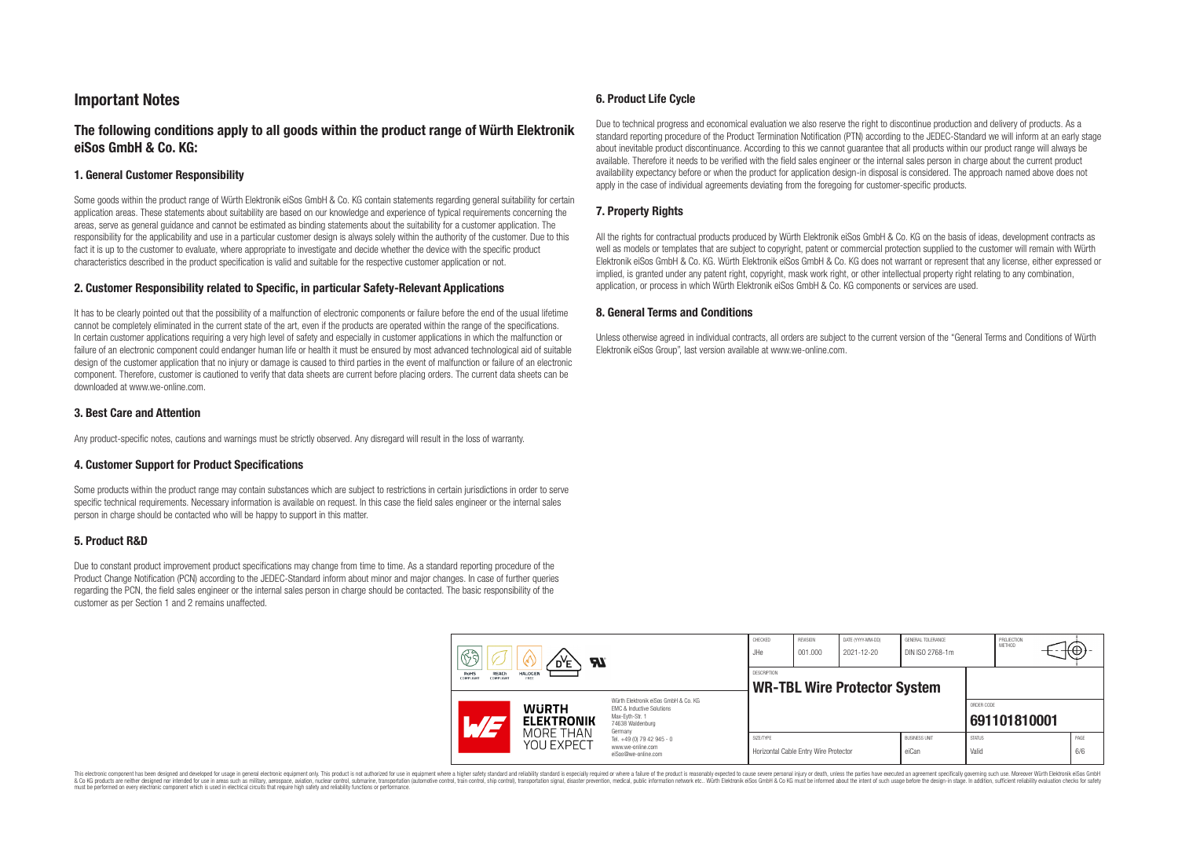# Important Notes

## The following conditions apply to all goods within the product range of Würth Elektronik eiSos GmbH & Co. KG:

### 1. General Customer Responsibility

Some goods within the product range of Würth Elektronik eiSos GmbH & Co. KG contain statements regarding general suitability for certain application areas. These statements about suitability are based on our knowledge and experience of typical requirements concerning the areas, serve as general guidance and cannot be estimated as binding statements about the suitability for a customer application. The responsibility for the applicability and use in a particular customer design is always solely within the authority of the customer. Due to this fact it is up to the customer to evaluate, where appropriate to investigate and decide whether the device with the specific product characteristics described in the product specification is valid and suitable for the respective customer application or not.

### 2. Customer Responsibility related to Specific, in particular Safety-Relevant Applications

It has to be clearly pointed out that the possibility of a malfunction of electronic components or failure before the end of the usual lifetime cannot be completely eliminated in the current state of the art, even if the products are operated within the range of the specifications. In certain customer applications requiring a very high level of safety and especially in customer applications in which the malfunction or failure of an electronic component could endanger human life or health it must be ensured by most advanced technological aid of suitable design of the customer application that no injury or damage is caused to third parties in the event of malfunction or failure of an electronic component. Therefore, customer is cautioned to verify that data sheets are current before placing orders. The current data sheets can be downloaded at www.we-online.com.

### 3. Best Care and Attention

Any product-specific notes, cautions and warnings must be strictly observed. Any disregard will result in the loss of warranty.

### 4. Customer Support for Product Specifications

Some products within the product range may contain substances which are subject to restrictions in certain jurisdictions in order to serve specific technical requirements. Necessary information is available on request. In this case the field sales engineer or the internal sales person in charge should be contacted who will be happy to support in this matter.

### 5. Product R&D

Due to constant product improvement product specifications may change from time to time. As a standard reporting procedure of the Product Change Notification (PCN) according to the JEDEC-Standard inform about minor and major changes. In case of further queries regarding the PCN, the field sales engineer or the internal sales person in charge should be contacted. The basic responsibility of the customer as per Section 1 and 2 remains unaffected.

### 6. Product Life Cycle

Due to technical progress and economical evaluation we also reserve the right to discontinue production and delivery of products. As a standard reporting procedure of the Product Termination Notification (PTN) according to the JEDEC-Standard we will inform at an early stage about inevitable product discontinuance. According to this we cannot guarantee that all products within our product range will always be available. Therefore it needs to be verified with the field sales engineer or the internal sales person in charge about the current product availability expectancy before or when the product for application design-in disposal is considered. The approach named above does not apply in the case of individual agreements deviating from the foregoing for customer-specific products.

### 7. Property Rights

All the rights for contractual products produced by Würth Elektronik eiSos GmbH & Co. KG on the basis of ideas, development contracts as well as models or templates that are subject to copyright, patent or commercial protection supplied to the customer will remain with Würth Elektronik eiSos GmbH & Co. KG. Würth Elektronik eiSos GmbH & Co. KG does not warrant or represent that any license, either expressed or implied, is granted under any patent right, copyright, mask work right, or other intellectual property right relating to any combination, application, or process in which Würth Elektronik eiSos GmbH & Co. KG components or services are used.

### 8. General Terms and Conditions

Unless otherwise agreed in individual contracts, all orders are subject to the current version of the "General Terms and Conditions of Würth Elektronik eiSos Group", last version available at www.we-online.com.

| CHECKED | REVISION | DATE (YYYY-MM-DD) | GENERAL TOLERANCE | PROJECTION METHOD |
|---|---|---|---|---|
| JHe | 001.000 | 2021-12-20 | DIN ISO 2768-1m | |

DESCRIPTION: **WR-TBL Wire Protector System**

ORDER CODE: **691101810001**

| SIZE/TYPE | BUSINESS UNIT | STATUS | PAGE |
|---|---|---|---|
| Horizontal Cable Entry Wire Protector | eiCan | Valid | 6/6 |

Würth Elektronik eiSos GmbH & Co. KG
EMC & Inductive Solutions
Max-Eyth-Str. 1
74638 Waldenburg
Germany
Tel. +49 (0) 79 42 945 - 0
www.we-online.com
eiSos@we-online.com

This electronic component has been designed and developed for usage in general electronic equipment only. This product is not authorized for use in equipment where a higher safety standard and reliability standard is especially required or where a failure of the product is reasonably expected to cause severe personal injury or death, unless the parties have executed an agreement specifically governing such use. Moreover Würth Elektronik eiSos GmbH & Co KG products are neither designed nor intended for use in areas such as military, aerospace, aviation, nuclear control, submarine, transportation (automotive control, train control, ship control), transportation signal, disaster prevention, medical, public information network etc.. Würth Elektronik eiSos GmbH & Co KG must be informed about the intent of such usage before the design-in stage. In addition, sufficient reliability evaluation checks for safety must be performed on every electronic component which is used in electrical circuits that require high safety and reliability functions or performance.